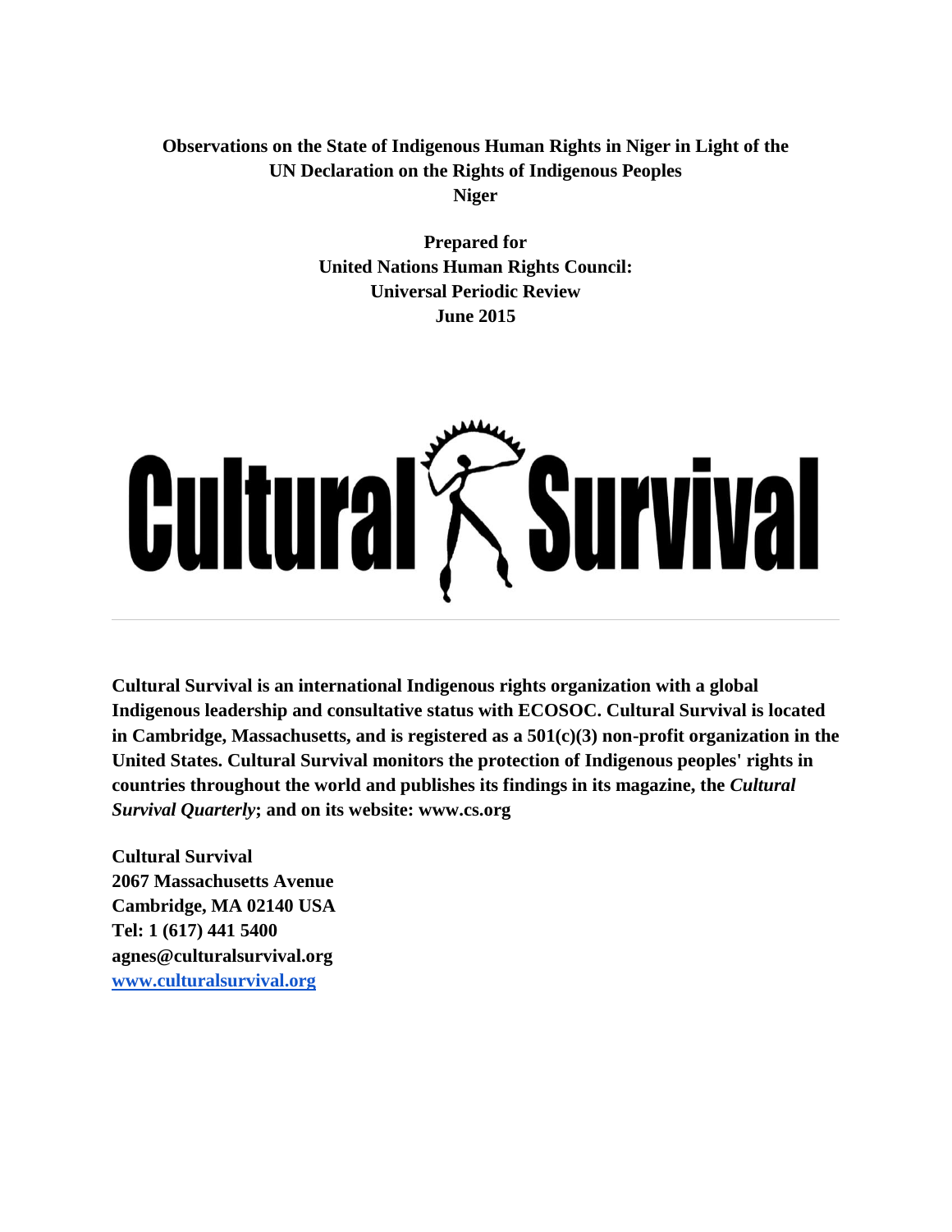**Observations on the State of Indigenous Human Rights in Niger in Light of the UN Declaration on the Rights of Indigenous Peoples**
**Niger**

**Prepared for**
**United Nations Human Rights Council:**
**Universal Periodic Review**
**June 2015**

**Cultural Survival is an international Indigenous rights organization with a global Indigenous leadership and consultative status with ECOSOC. Cultural Survival is located in Cambridge, Massachusetts, and is registered as a 501(c)(3) non-profit organization in the United States. Cultural Survival monitors the protection of Indigenous peoples' rights in countries throughout the world and publishes its findings in its magazine, the *Cultural Survival Quarterly*; and on its website: www.cs.org**

**Cultural Survival**
**2067 Massachusetts Avenue**
**Cambridge, MA 02140 USA**
**Tel: 1 (617) 441 5400**
**agnes@culturalsurvival.org**
**www.culturalsurvival.org**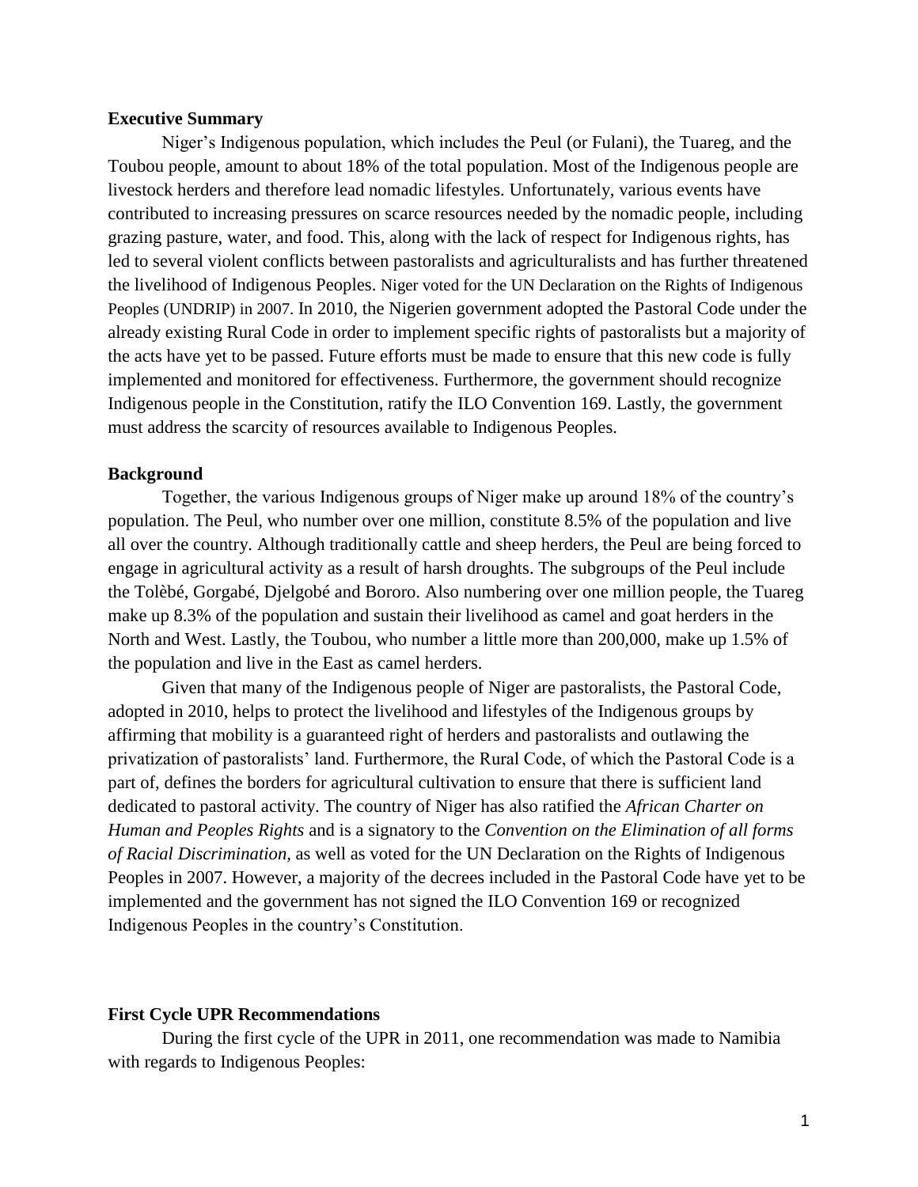**Executive Summary**

Niger's Indigenous population, which includes the Peul (or Fulani), the Tuareg, and the Toubou people, amount to about 18% of the total population. Most of the Indigenous people are livestock herders and therefore lead nomadic lifestyles. Unfortunately, various events have contributed to increasing pressures on scarce resources needed by the nomadic people, including grazing pasture, water, and food. This, along with the lack of respect for Indigenous rights, has led to several violent conflicts between pastoralists and agriculturalists and has further threatened the livelihood of Indigenous Peoples. Niger voted for the UN Declaration on the Rights of Indigenous Peoples (UNDRIP) in 2007. In 2010, the Nigerien government adopted the Pastoral Code under the already existing Rural Code in order to implement specific rights of pastoralists but a majority of the acts have yet to be passed. Future efforts must be made to ensure that this new code is fully implemented and monitored for effectiveness. Furthermore, the government should recognize Indigenous people in the Constitution, ratify the ILO Convention 169. Lastly, the government must address the scarcity of resources available to Indigenous Peoples.

**Background**

Together, the various Indigenous groups of Niger make up around 18% of the country's population. The Peul, who number over one million, constitute 8.5% of the population and live all over the country. Although traditionally cattle and sheep herders, the Peul are being forced to engage in agricultural activity as a result of harsh droughts. The subgroups of the Peul include the Tolèbé, Gorgabé, Djelgobé and Bororo. Also numbering over one million people, the Tuareg make up 8.3% of the population and sustain their livelihood as camel and goat herders in the North and West. Lastly, the Toubou, who number a little more than 200,000, make up 1.5% of the population and live in the East as camel herders.

Given that many of the Indigenous people of Niger are pastoralists, the Pastoral Code, adopted in 2010, helps to protect the livelihood and lifestyles of the Indigenous groups by affirming that mobility is a guaranteed right of herders and pastoralists and outlawing the privatization of pastoralists' land. Furthermore, the Rural Code, of which the Pastoral Code is a part of, defines the borders for agricultural cultivation to ensure that there is sufficient land dedicated to pastoral activity. The country of Niger has also ratified the *African Charter on Human and Peoples Rights* and is a signatory to the *Convention on the Elimination of all forms of Racial Discrimination*, as well as voted for the UN Declaration on the Rights of Indigenous Peoples in 2007. However, a majority of the decrees included in the Pastoral Code have yet to be implemented and the government has not signed the ILO Convention 169 or recognized Indigenous Peoples in the country's Constitution.

**First Cycle UPR Recommendations**

During the first cycle of the UPR in 2011, one recommendation was made to Namibia with regards to Indigenous Peoples: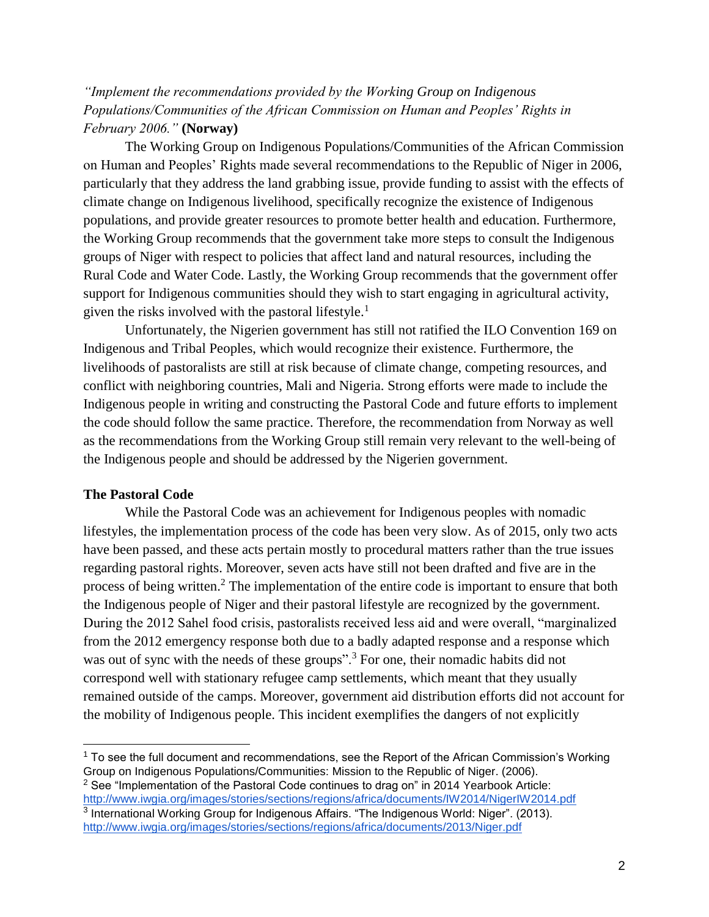*"Implement the recommendations provided by the Working Group on Indigenous Populations/Communities of the African Commission on Human and Peoples' Rights in February 2006."* **(Norway)**

The Working Group on Indigenous Populations/Communities of the African Commission on Human and Peoples' Rights made several recommendations to the Republic of Niger in 2006, particularly that they address the land grabbing issue, provide funding to assist with the effects of climate change on Indigenous livelihood, specifically recognize the existence of Indigenous populations, and provide greater resources to promote better health and education. Furthermore, the Working Group recommends that the government take more steps to consult the Indigenous groups of Niger with respect to policies that affect land and natural resources, including the Rural Code and Water Code. Lastly, the Working Group recommends that the government offer support for Indigenous communities should they wish to start engaging in agricultural activity, given the risks involved with the pastoral lifestyle.[1]

Unfortunately, the Nigerien government has still not ratified the ILO Convention 169 on Indigenous and Tribal Peoples, which would recognize their existence. Furthermore, the livelihoods of pastoralists are still at risk because of climate change, competing resources, and conflict with neighboring countries, Mali and Nigeria. Strong efforts were made to include the Indigenous people in writing and constructing the Pastoral Code and future efforts to implement the code should follow the same practice. Therefore, the recommendation from Norway as well as the recommendations from the Working Group still remain very relevant to the well-being of the Indigenous people and should be addressed by the Nigerien government.

**The Pastoral Code**

While the Pastoral Code was an achievement for Indigenous peoples with nomadic lifestyles, the implementation process of the code has been very slow. As of 2015, only two acts have been passed, and these acts pertain mostly to procedural matters rather than the true issues regarding pastoral rights. Moreover, seven acts have still not been drafted and five are in the process of being written.[2] The implementation of the entire code is important to ensure that both the Indigenous people of Niger and their pastoral lifestyle are recognized by the government. During the 2012 Sahel food crisis, pastoralists received less aid and were overall, "marginalized from the 2012 emergency response both due to a badly adapted response and a response which was out of sync with the needs of these groups".[3] For one, their nomadic habits did not correspond well with stationary refugee camp settlements, which meant that they usually remained outside of the camps. Moreover, government aid distribution efforts did not account for the mobility of Indigenous people. This incident exemplifies the dangers of not explicitly

---

[1] To see the full document and recommendations, see the Report of the African Commission's Working Group on Indigenous Populations/Communities: Mission to the Republic of Niger. (2006).

[2] See "Implementation of the Pastoral Code continues to drag on" in 2014 Yearbook Article: http://www.iwgia.org/images/stories/sections/regions/africa/documents/IW2014/NigerIW2014.pdf

[3] International Working Group for Indigenous Affairs. "The Indigenous World: Niger". (2013). http://www.iwgia.org/images/stories/sections/regions/africa/documents/2013/Niger.pdf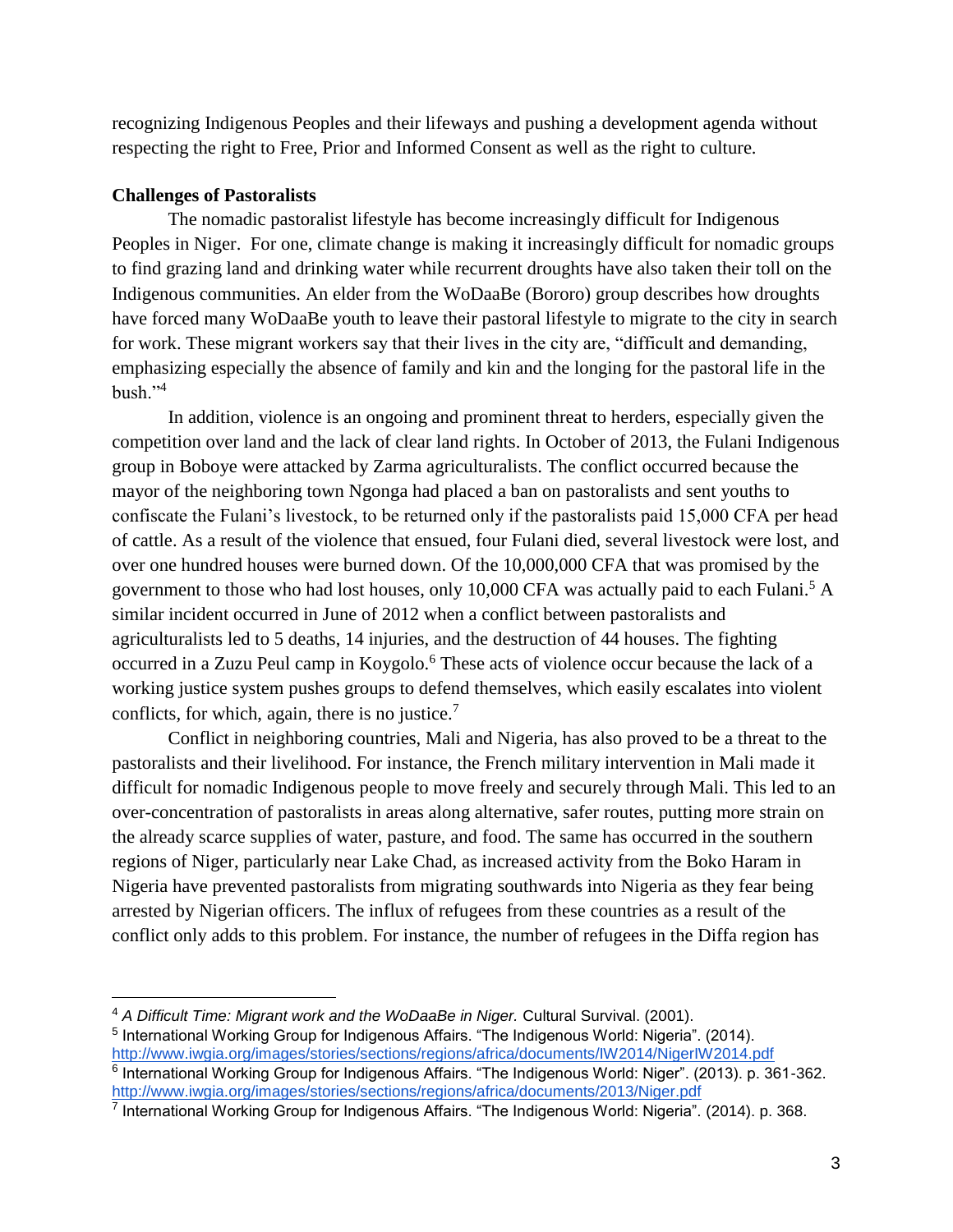recognizing Indigenous Peoples and their lifeways and pushing a development agenda without respecting the right to Free, Prior and Informed Consent as well as the right to culture.

**Challenges of Pastoralists**

The nomadic pastoralist lifestyle has become increasingly difficult for Indigenous Peoples in Niger. For one, climate change is making it increasingly difficult for nomadic groups to find grazing land and drinking water while recurrent droughts have also taken their toll on the Indigenous communities. An elder from the WoDaaBe (Bororo) group describes how droughts have forced many WoDaaBe youth to leave their pastoral lifestyle to migrate to the city in search for work. These migrant workers say that their lives in the city are, "difficult and demanding, emphasizing especially the absence of family and kin and the longing for the pastoral life in the bush."[4]

In addition, violence is an ongoing and prominent threat to herders, especially given the competition over land and the lack of clear land rights. In October of 2013, the Fulani Indigenous group in Boboye were attacked by Zarma agriculturalists. The conflict occurred because the mayor of the neighboring town Ngonga had placed a ban on pastoralists and sent youths to confiscate the Fulani's livestock, to be returned only if the pastoralists paid 15,000 CFA per head of cattle. As a result of the violence that ensued, four Fulani died, several livestock were lost, and over one hundred houses were burned down. Of the 10,000,000 CFA that was promised by the government to those who had lost houses, only 10,000 CFA was actually paid to each Fulani.[5] A similar incident occurred in June of 2012 when a conflict between pastoralists and agriculturalists led to 5 deaths, 14 injuries, and the destruction of 44 houses. The fighting occurred in a Zuzu Peul camp in Koygolo.[6] These acts of violence occur because the lack of a working justice system pushes groups to defend themselves, which easily escalates into violent conflicts, for which, again, there is no justice.[7]

Conflict in neighboring countries, Mali and Nigeria, has also proved to be a threat to the pastoralists and their livelihood. For instance, the French military intervention in Mali made it difficult for nomadic Indigenous people to move freely and securely through Mali. This led to an over-concentration of pastoralists in areas along alternative, safer routes, putting more strain on the already scarce supplies of water, pasture, and food. The same has occurred in the southern regions of Niger, particularly near Lake Chad, as increased activity from the Boko Haram in Nigeria have prevented pastoralists from migrating southwards into Nigeria as they fear being arrested by Nigerian officers. The influx of refugees from these countries as a result of the conflict only adds to this problem. For instance, the number of refugees in the Diffa region has

---

[4] *A Difficult Time: Migrant work and the WoDaaBe in Niger.* Cultural Survival. (2001).

[5] International Working Group for Indigenous Affairs. "The Indigenous World: Nigeria". (2014). http://www.iwgia.org/images/stories/sections/regions/africa/documents/IW2014/NigerIW2014.pdf

[6] International Working Group for Indigenous Affairs. "The Indigenous World: Niger". (2013). p. 361-362. http://www.iwgia.org/images/stories/sections/regions/africa/documents/2013/Niger.pdf

[7] International Working Group for Indigenous Affairs. "The Indigenous World: Nigeria". (2014). p. 368.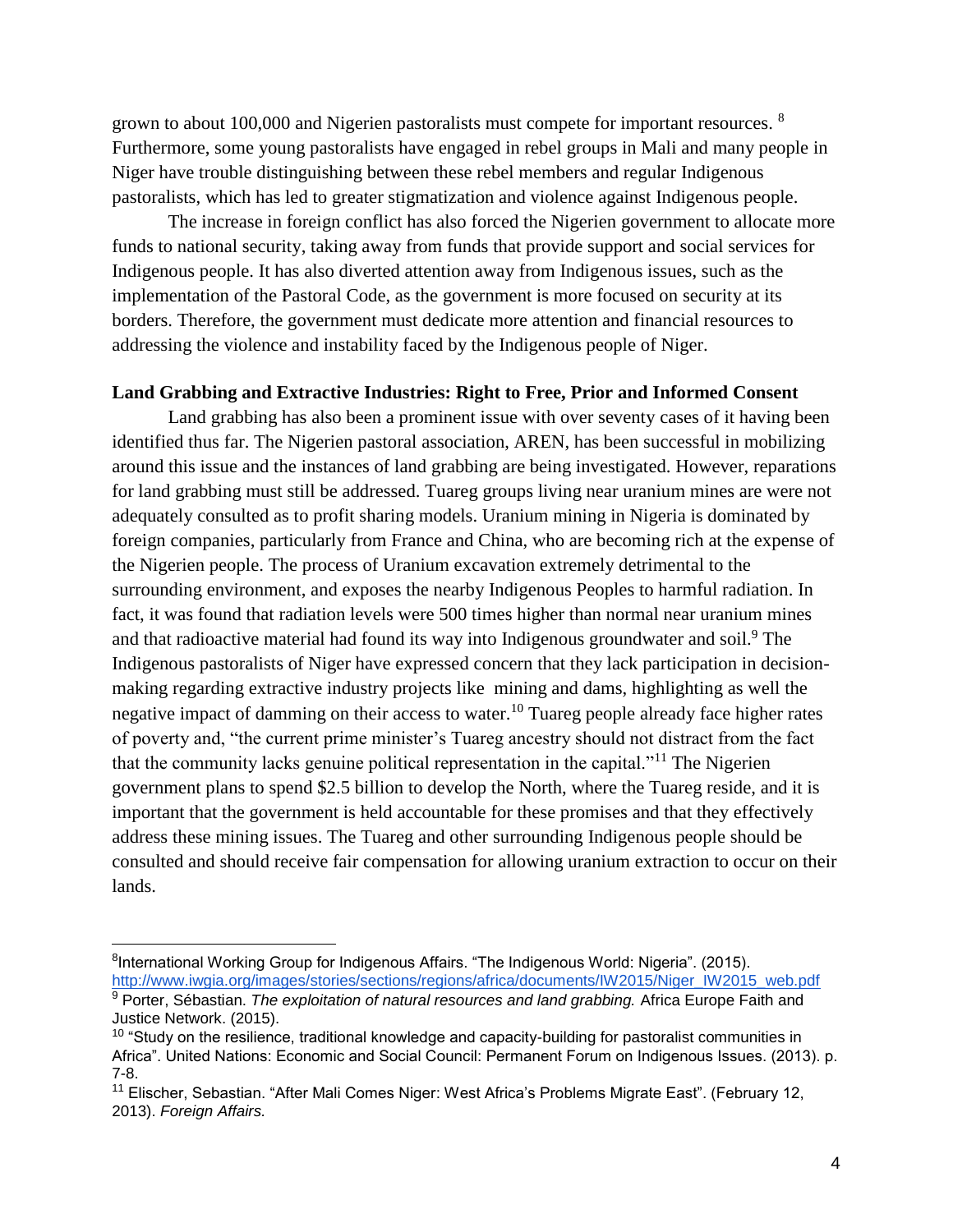grown to about 100,000 and Nigerien pastoralists must compete for important resources. [8] Furthermore, some young pastoralists have engaged in rebel groups in Mali and many people in Niger have trouble distinguishing between these rebel members and regular Indigenous pastoralists, which has led to greater stigmatization and violence against Indigenous people.

The increase in foreign conflict has also forced the Nigerien government to allocate more funds to national security, taking away from funds that provide support and social services for Indigenous people. It has also diverted attention away from Indigenous issues, such as the implementation of the Pastoral Code, as the government is more focused on security at its borders. Therefore, the government must dedicate more attention and financial resources to addressing the violence and instability faced by the Indigenous people of Niger.

**Land Grabbing and Extractive Industries: Right to Free, Prior and Informed Consent**

Land grabbing has also been a prominent issue with over seventy cases of it having been identified thus far. The Nigerien pastoral association, AREN, has been successful in mobilizing around this issue and the instances of land grabbing are being investigated. However, reparations for land grabbing must still be addressed. Tuareg groups living near uranium mines are were not adequately consulted as to profit sharing models. Uranium mining in Nigeria is dominated by foreign companies, particularly from France and China, who are becoming rich at the expense of the Nigerien people. The process of Uranium excavation extremely detrimental to the surrounding environment, and exposes the nearby Indigenous Peoples to harmful radiation. In fact, it was found that radiation levels were 500 times higher than normal near uranium mines and that radioactive material had found its way into Indigenous groundwater and soil.[9] The Indigenous pastoralists of Niger have expressed concern that they lack participation in decision-making regarding extractive industry projects like mining and dams, highlighting as well the negative impact of damming on their access to water.[10] Tuareg people already face higher rates of poverty and, "the current prime minister's Tuareg ancestry should not distract from the fact that the community lacks genuine political representation in the capital."[11] The Nigerien government plans to spend $2.5 billion to develop the North, where the Tuareg reside, and it is important that the government is held accountable for these promises and that they effectively address these mining issues. The Tuareg and other surrounding Indigenous people should be consulted and should receive fair compensation for allowing uranium extraction to occur on their lands.

---

[8] International Working Group for Indigenous Affairs. "The Indigenous World: Nigeria". (2015). http://www.iwgia.org/images/stories/sections/regions/africa/documents/IW2015/Niger_IW2015_web.pdf

[9] Porter, Sébastian. *The exploitation of natural resources and land grabbing.* Africa Europe Faith and Justice Network. (2015).

[10] "Study on the resilience, traditional knowledge and capacity-building for pastoralist communities in Africa". United Nations: Economic and Social Council: Permanent Forum on Indigenous Issues. (2013). p. 7-8.

[11] Elischer, Sebastian. "After Mali Comes Niger: West Africa's Problems Migrate East". (February 12, 2013). *Foreign Affairs.*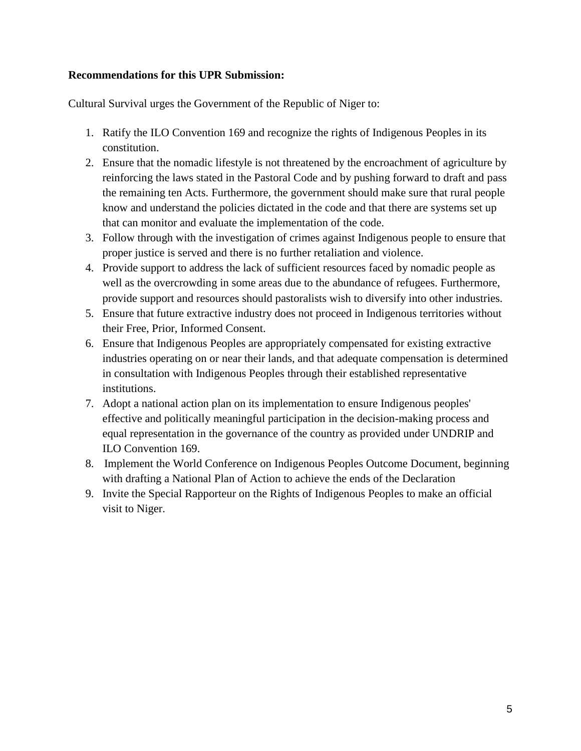**Recommendations for this UPR Submission:**

Cultural Survival urges the Government of the Republic of Niger to:

1. Ratify the ILO Convention 169 and recognize the rights of Indigenous Peoples in its constitution.
2. Ensure that the nomadic lifestyle is not threatened by the encroachment of agriculture by reinforcing the laws stated in the Pastoral Code and by pushing forward to draft and pass the remaining ten Acts. Furthermore, the government should make sure that rural people know and understand the policies dictated in the code and that there are systems set up that can monitor and evaluate the implementation of the code.
3. Follow through with the investigation of crimes against Indigenous people to ensure that proper justice is served and there is no further retaliation and violence.
4. Provide support to address the lack of sufficient resources faced by nomadic people as well as the overcrowding in some areas due to the abundance of refugees. Furthermore, provide support and resources should pastoralists wish to diversify into other industries.
5. Ensure that future extractive industry does not proceed in Indigenous territories without their Free, Prior, Informed Consent.
6. Ensure that Indigenous Peoples are appropriately compensated for existing extractive industries operating on or near their lands, and that adequate compensation is determined in consultation with Indigenous Peoples through their established representative institutions.
7. Adopt a national action plan on its implementation to ensure Indigenous peoples' effective and politically meaningful participation in the decision-making process and equal representation in the governance of the country as provided under UNDRIP and ILO Convention 169.
8. Implement the World Conference on Indigenous Peoples Outcome Document, beginning with drafting a National Plan of Action to achieve the ends of the Declaration
9. Invite the Special Rapporteur on the Rights of Indigenous Peoples to make an official visit to Niger.